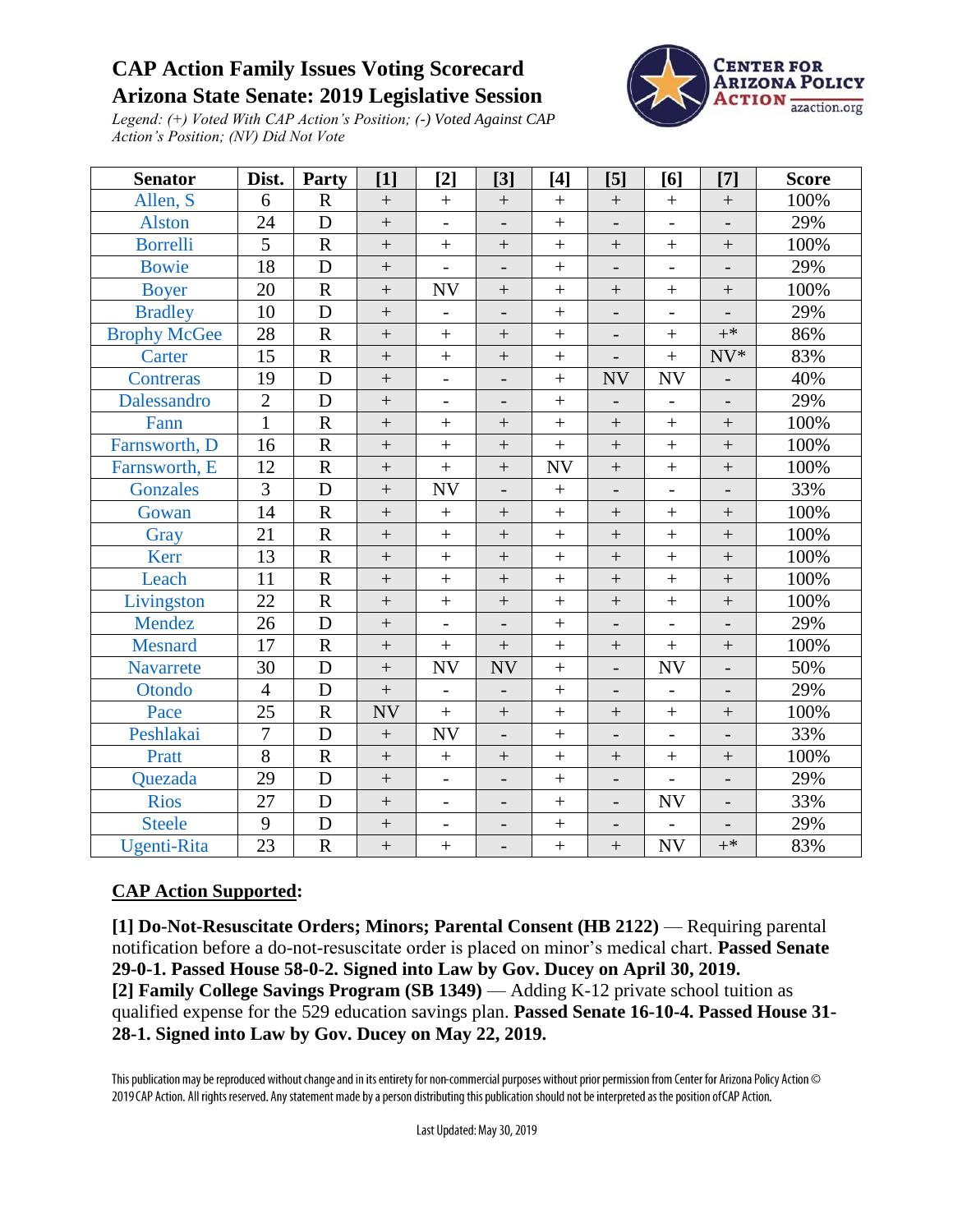# CAP Action Family Issues Voting Scorecard
# Arizona State Senate: 2019 Legislative Session

*Legend: (+) Voted With CAP Action's Position; (-) Voted Against CAP Action's Position; (NV) Did Not Vote*

| Senator | Dist. | Party | [1] | [2] | [3] | [4] | [5] | [6] | [7] | Score |
|---|---|---|---|---|---|---|---|---|---|---|
| Allen, S | 6 | R | + | + | + | + | + | + | + | 100% |
| Alston | 24 | D | + | - | - | + | - | - | - | 29% |
| Borrelli | 5 | R | + | + | + | + | + | + | + | 100% |
| Bowie | 18 | D | + | - | - | + | - | - | - | 29% |
| Boyer | 20 | R | + | NV | + | + | + | + | + | 100% |
| Bradley | 10 | D | + | - | - | + | - | - | - | 29% |
| Brophy McGee | 28 | R | + | + | + | + | - | + | +* | 86% |
| Carter | 15 | R | + | + | + | + | - | + | NV* | 83% |
| Contreras | 19 | D | + | - | - | + | NV | NV | - | 40% |
| Dalessandro | 2 | D | + | - | - | + | - | - | - | 29% |
| Fann | 1 | R | + | + | + | + | + | + | + | 100% |
| Farnsworth, D | 16 | R | + | + | + | + | + | + | + | 100% |
| Farnsworth, E | 12 | R | + | + | + | NV | + | + | + | 100% |
| Gonzales | 3 | D | + | NV | - | + | - | - | - | 33% |
| Gowan | 14 | R | + | + | + | + | + | + | + | 100% |
| Gray | 21 | R | + | + | + | + | + | + | + | 100% |
| Kerr | 13 | R | + | + | + | + | + | + | + | 100% |
| Leach | 11 | R | + | + | + | + | + | + | + | 100% |
| Livingston | 22 | R | + | + | + | + | + | + | + | 100% |
| Mendez | 26 | D | + | - | - | + | - | - | - | 29% |
| Mesnard | 17 | R | + | + | + | + | + | + | + | 100% |
| Navarrete | 30 | D | + | NV | NV | + | - | NV | - | 50% |
| Otondo | 4 | D | + | - | - | + | - | - | - | 29% |
| Pace | 25 | R | NV | + | + | + | + | + | + | 100% |
| Peshlakai | 7 | D | + | NV | - | + | - | - | - | 33% |
| Pratt | 8 | R | + | + | + | + | + | + | + | 100% |
| Quezada | 29 | D | + | - | - | + | - | - | - | 29% |
| Rios | 27 | D | + | - | - | + | - | NV | - | 33% |
| Steele | 9 | D | + | - | - | + | - | - | - | 29% |
| Ugenti-Rita | 23 | R | + | + | - | + | + | NV | +* | 83% |

**<u>CAP Action Supported</u>:**

**[1] Do-Not-Resuscitate Orders; Minors; Parental Consent (HB 2122)** — Requiring parental notification before a do-not-resuscitate order is placed on minor's medical chart. **Passed Senate 29-0-1. Passed House 58-0-2. Signed into Law by Gov. Ducey on April 30, 2019.**

**[2] Family College Savings Program (SB 1349)** — Adding K-12 private school tuition as qualified expense for the 529 education savings plan. **Passed Senate 16-10-4. Passed House 31-28-1. Signed into Law by Gov. Ducey on May 22, 2019.**

This publication may be reproduced without change and in its entirety for non-commercial purposes without prior permission from Center for Arizona Policy Action © 2019 CAP Action. All rights reserved. Any statement made by a person distributing this publication should not be interpreted as the position of CAP Action.

Last Updated: May 30, 2019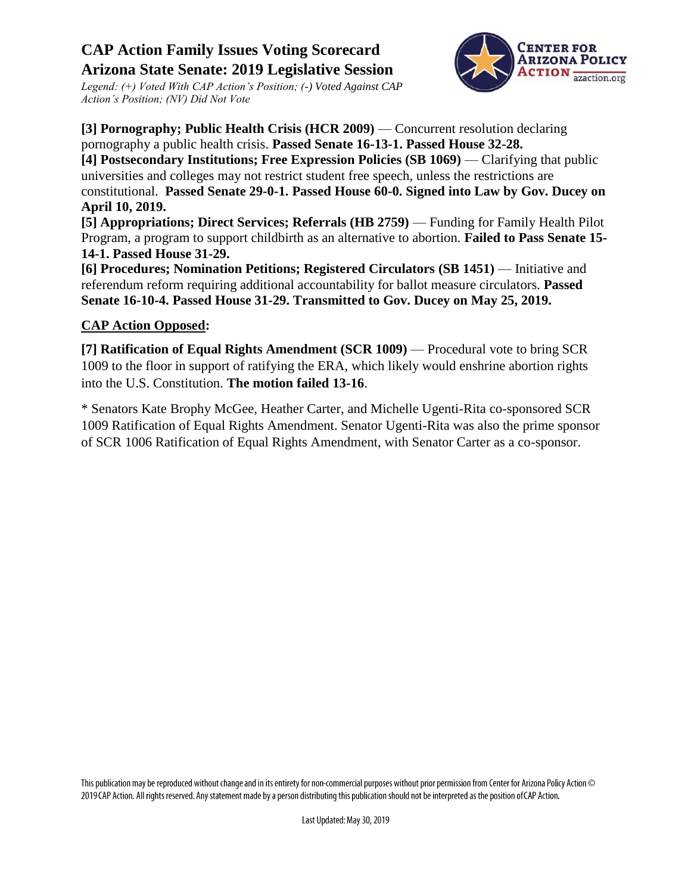# CAP Action Family Issues Voting Scorecard
# Arizona State Senate: 2019 Legislative Session

*Legend: (+) Voted With CAP Action's Position; (-) Voted Against CAP Action's Position; (NV) Did Not Vote*

**[3] Pornography; Public Health Crisis (HCR 2009)** — Concurrent resolution declaring pornography a public health crisis. **Passed Senate 16-13-1. Passed House 32-28.**

**[4] Postsecondary Institutions; Free Expression Policies (SB 1069)** — Clarifying that public universities and colleges may not restrict student free speech, unless the restrictions are constitutional. **Passed Senate 29-0-1. Passed House 60-0. Signed into Law by Gov. Ducey on April 10, 2019.**

**[5] Appropriations; Direct Services; Referrals (HB 2759)** — Funding for Family Health Pilot Program, a program to support childbirth as an alternative to abortion. **Failed to Pass Senate 15-14-1. Passed House 31-29.**

**[6] Procedures; Nomination Petitions; Registered Circulators (SB 1451)** — Initiative and referendum reform requiring additional accountability for ballot measure circulators. **Passed Senate 16-10-4. Passed House 31-29. Transmitted to Gov. Ducey on May 25, 2019.**

**<u>CAP Action Opposed</u>:**

**[7] Ratification of Equal Rights Amendment (SCR 1009)** — Procedural vote to bring SCR 1009 to the floor in support of ratifying the ERA, which likely would enshrine abortion rights into the U.S. Constitution. **The motion failed 13-16**.

* Senators Kate Brophy McGee, Heather Carter, and Michelle Ugenti-Rita co-sponsored SCR 1009 Ratification of Equal Rights Amendment. Senator Ugenti-Rita was also the prime sponsor of SCR 1006 Ratification of Equal Rights Amendment, with Senator Carter as a co-sponsor.

This publication may be reproduced without change and in its entirety for non-commercial purposes without prior permission from Center for Arizona Policy Action © 2019 CAP Action. All rights reserved. Any statement made by a person distributing this publication should not be interpreted as the position of CAP Action.

Last Updated: May 30, 2019